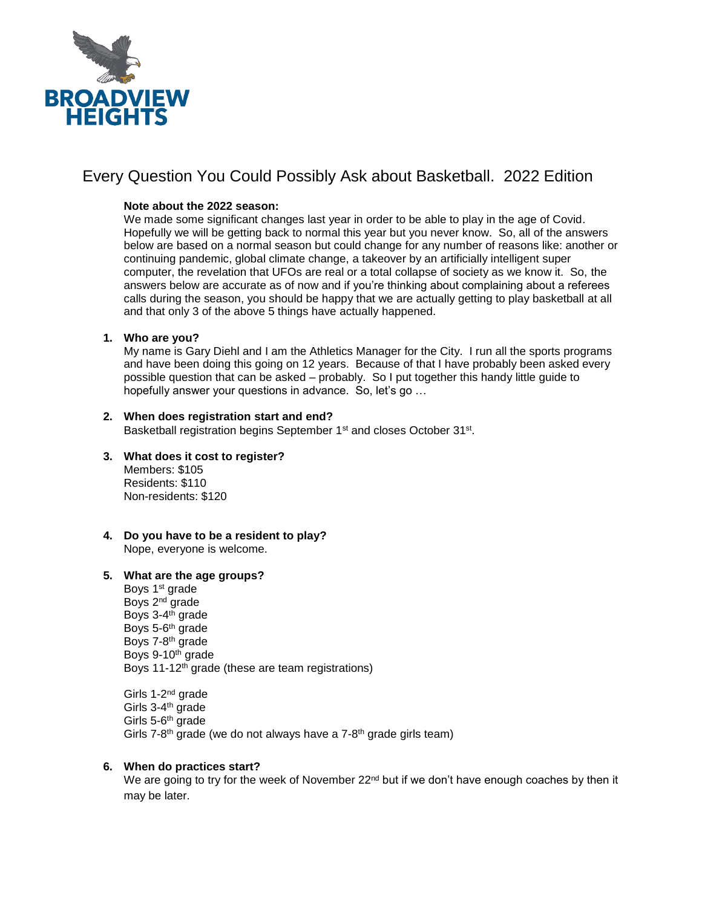BROADVIEW HEIGHTS

# Every Question You Could Possibly Ask about Basketball. 2022 Edition

**Note about the 2022 season:**
We made some significant changes last year in order to be able to play in the age of Covid. Hopefully we will be getting back to normal this year but you never know. So, all of the answers below are based on a normal season but could change for any number of reasons like: another or continuing pandemic, global climate change, a takeover by an artificially intelligent super computer, the revelation that UFOs are real or a total collapse of society as we know it. So, the answers below are accurate as of now and if you're thinking about complaining about a referees calls during the season, you should be happy that we are actually getting to play basketball at all and that only 3 of the above 5 things have actually happened.

1. **Who are you?**
   My name is Gary Diehl and I am the Athletics Manager for the City. I run all the sports programs and have been doing this going on 12 years. Because of that I have probably been asked every possible question that can be asked – probably. So I put together this handy little guide to hopefully answer your questions in advance. So, let's go …

2. **When does registration start and end?**
   Basketball registration begins September 1st and closes October 31st.

3. **What does it cost to register?**
   Members: $105
   Residents: $110
   Non-residents: $120

4. **Do you have to be a resident to play?**
   Nope, everyone is welcome.

5. **What are the age groups?**
   Boys 1st grade
   Boys 2nd grade
   Boys 3-4th grade
   Boys 5-6th grade
   Boys 7-8th grade
   Boys 9-10th grade
   Boys 11-12th grade (these are team registrations)

   Girls 1-2nd grade
   Girls 3-4th grade
   Girls 5-6th grade
   Girls 7-8th grade (we do not always have a 7-8th grade girls team)

6. **When do practices start?**
   We are going to try for the week of November 22nd but if we don't have enough coaches by then it may be later.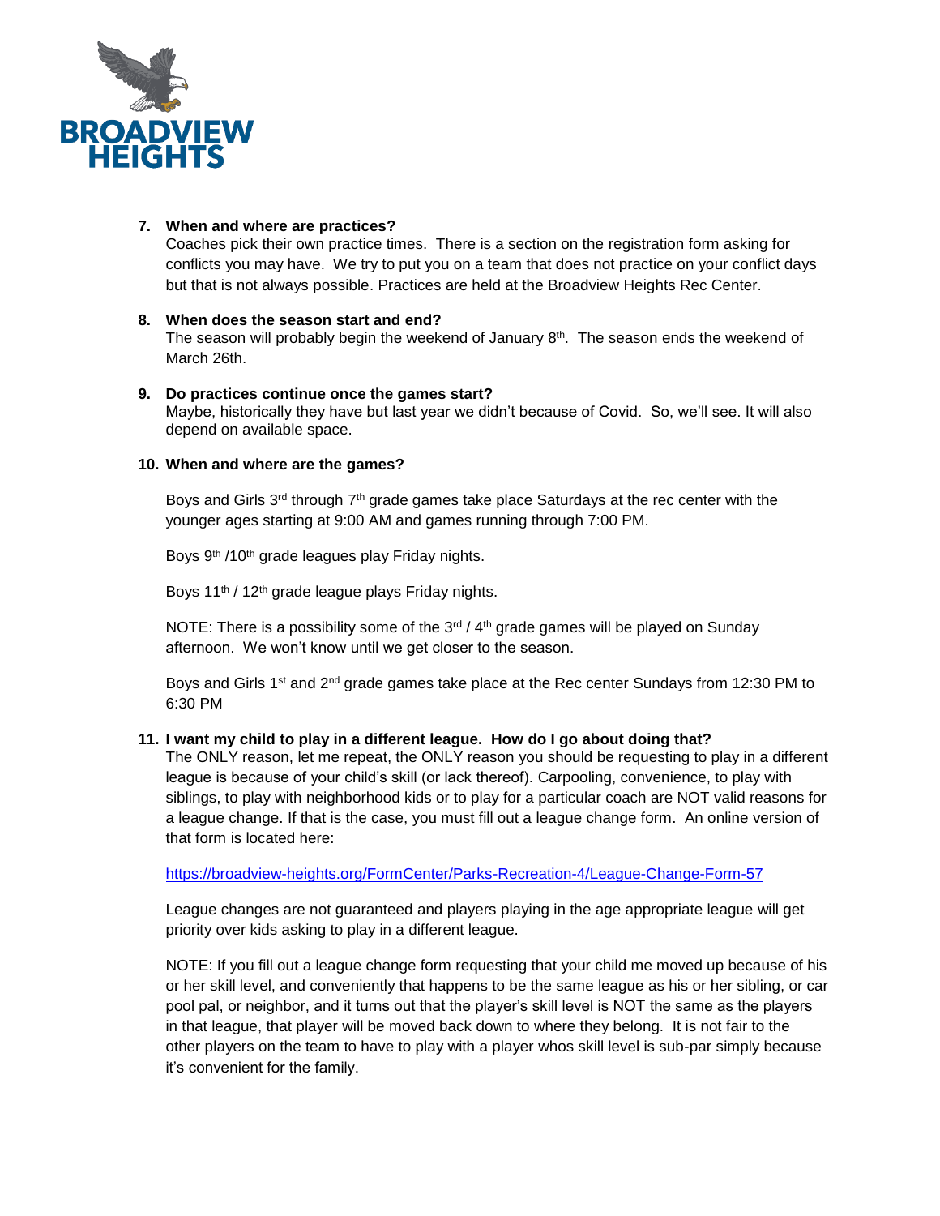**7. When and where are practices?**

Coaches pick their own practice times. There is a section on the registration form asking for conflicts you may have. We try to put you on a team that does not practice on your conflict days but that is not always possible. Practices are held at the Broadview Heights Rec Center.

**8. When does the season start and end?**

The season will probably begin the weekend of January 8th. The season ends the weekend of March 26th.

**9. Do practices continue once the games start?**

Maybe, historically they have but last year we didn't because of Covid. So, we'll see. It will also depend on available space.

**10. When and where are the games?**

Boys and Girls 3rd through 7th grade games take place Saturdays at the rec center with the younger ages starting at 9:00 AM and games running through 7:00 PM.

Boys 9th /10th grade leagues play Friday nights.

Boys 11th / 12th grade league plays Friday nights.

NOTE: There is a possibility some of the 3rd / 4th grade games will be played on Sunday afternoon. We won't know until we get closer to the season.

Boys and Girls 1st and 2nd grade games take place at the Rec center Sundays from 12:30 PM to 6:30 PM

**11. I want my child to play in a different league. How do I go about doing that?**

The ONLY reason, let me repeat, the ONLY reason you should be requesting to play in a different league is because of your child's skill (or lack thereof). Carpooling, convenience, to play with siblings, to play with neighborhood kids or to play for a particular coach are NOT valid reasons for a league change. If that is the case, you must fill out a league change form. An online version of that form is located here:

https://broadview-heights.org/FormCenter/Parks-Recreation-4/League-Change-Form-57

League changes are not guaranteed and players playing in the age appropriate league will get priority over kids asking to play in a different league.

NOTE: If you fill out a league change form requesting that your child me moved up because of his or her skill level, and conveniently that happens to be the same league as his or her sibling, or car pool pal, or neighbor, and it turns out that the player's skill level is NOT the same as the players in that league, that player will be moved back down to where they belong. It is not fair to the other players on the team to have to play with a player whos skill level is sub-par simply because it's convenient for the family.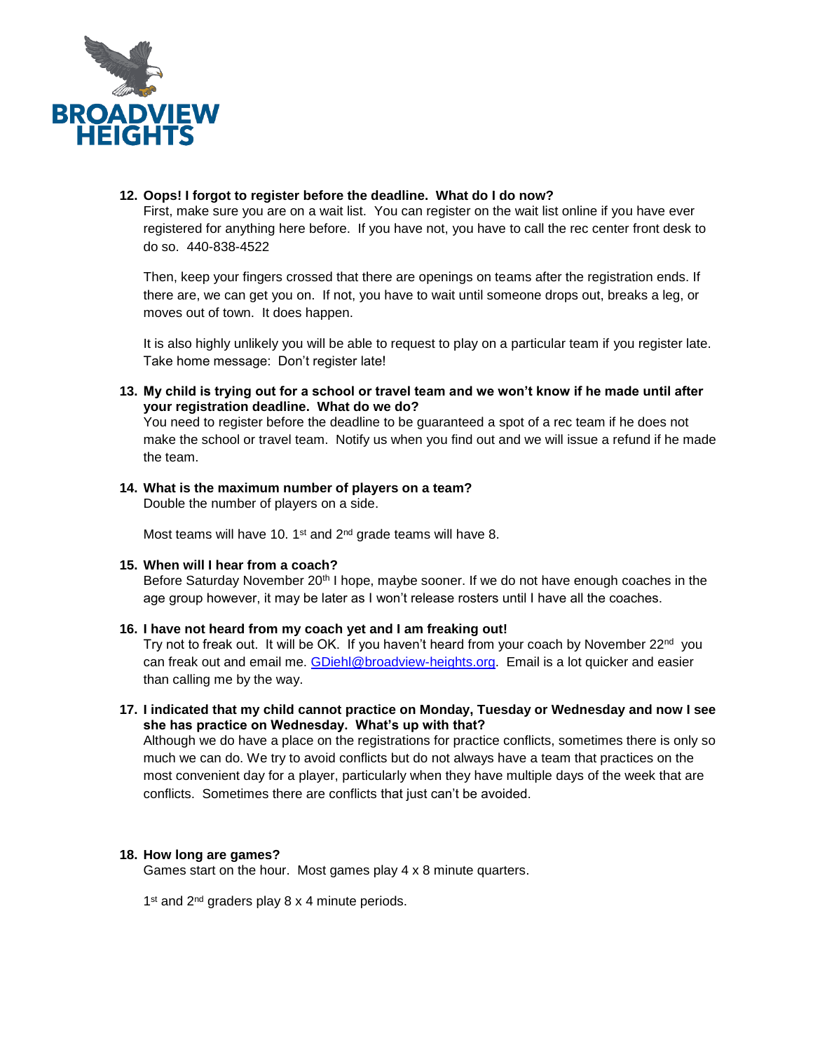12. **Oops! I forgot to register before the deadline. What do I do now?**
    First, make sure you are on a wait list. You can register on the wait list online if you have ever registered for anything here before. If you have not, you have to call the rec center front desk to do so. 440-838-4522

    Then, keep your fingers crossed that there are openings on teams after the registration ends. If there are, we can get you on. If not, you have to wait until someone drops out, breaks a leg, or moves out of town. It does happen.

    It is also highly unlikely you will be able to request to play on a particular team if you register late. Take home message: Don't register late!

13. **My child is trying out for a school or travel team and we won't know if he made until after your registration deadline. What do we do?**
    You need to register before the deadline to be guaranteed a spot of a rec team if he does not make the school or travel team. Notify us when you find out and we will issue a refund if he made the team.

14. **What is the maximum number of players on a team?**
    Double the number of players on a side.

    Most teams will have 10. 1st and 2nd grade teams will have 8.

15. **When will I hear from a coach?**
    Before Saturday November 20th I hope, maybe sooner. If we do not have enough coaches in the age group however, it may be later as I won't release rosters until I have all the coaches.

16. **I have not heard from my coach yet and I am freaking out!**
    Try not to freak out. It will be OK. If you haven't heard from your coach by November 22nd you can freak out and email me. GDiehl@broadview-heights.org. Email is a lot quicker and easier than calling me by the way.

17. **I indicated that my child cannot practice on Monday, Tuesday or Wednesday and now I see she has practice on Wednesday. What's up with that?**
    Although we do have a place on the registrations for practice conflicts, sometimes there is only so much we can do. We try to avoid conflicts but do not always have a team that practices on the most convenient day for a player, particularly when they have multiple days of the week that are conflicts. Sometimes there are conflicts that just can't be avoided.

18. **How long are games?**
    Games start on the hour. Most games play 4 x 8 minute quarters.

    1st and 2nd graders play 8 x 4 minute periods.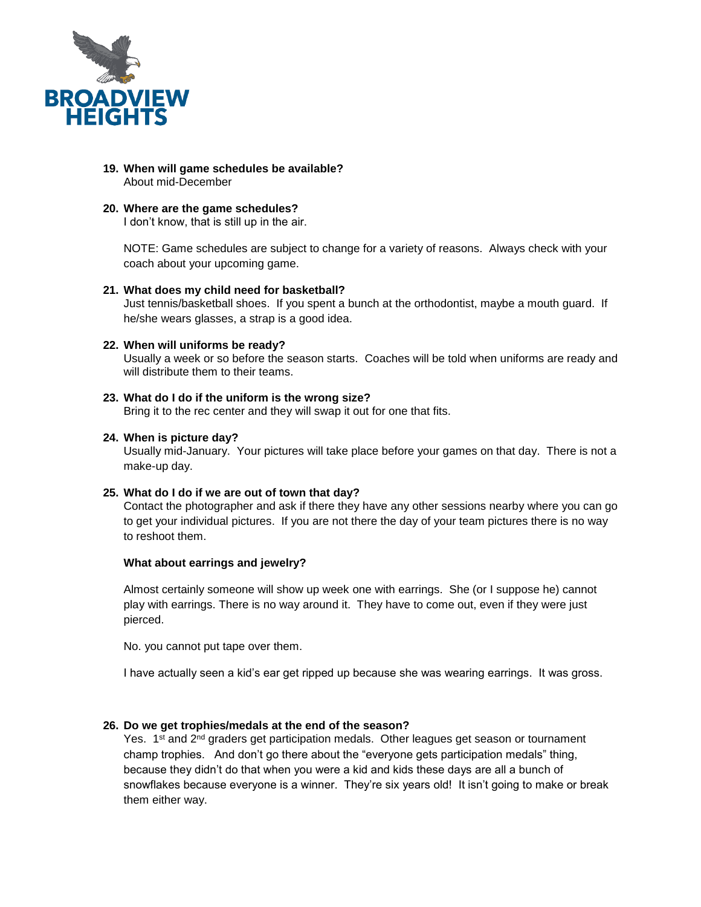19. **When will game schedules be available?**
    About mid-December

20. **Where are the game schedules?**
    I don't know, that is still up in the air.

    NOTE: Game schedules are subject to change for a variety of reasons. Always check with your coach about your upcoming game.

21. **What does my child need for basketball?**
    Just tennis/basketball shoes. If you spent a bunch at the orthodontist, maybe a mouth guard. If he/she wears glasses, a strap is a good idea.

22. **When will uniforms be ready?**
    Usually a week or so before the season starts. Coaches will be told when uniforms are ready and will distribute them to their teams.

23. **What do I do if the uniform is the wrong size?**
    Bring it to the rec center and they will swap it out for one that fits.

24. **When is picture day?**
    Usually mid-January. Your pictures will take place before your games on that day. There is not a make-up day.

25. **What do I do if we are out of town that day?**
    Contact the photographer and ask if there they have any other sessions nearby where you can go to get your individual pictures. If you are not there the day of your team pictures there is no way to reshoot them.

    **What about earrings and jewelry?**

    Almost certainly someone will show up week one with earrings. She (or I suppose he) cannot play with earrings. There is no way around it. They have to come out, even if they were just pierced.

    No. you cannot put tape over them.

    I have actually seen a kid's ear get ripped up because she was wearing earrings. It was gross.

26. **Do we get trophies/medals at the end of the season?**
    Yes. 1st and 2nd graders get participation medals. Other leagues get season or tournament champ trophies. And don't go there about the "everyone gets participation medals" thing, because they didn't do that when you were a kid and kids these days are all a bunch of snowflakes because everyone is a winner. They're six years old! It isn't going to make or break them either way.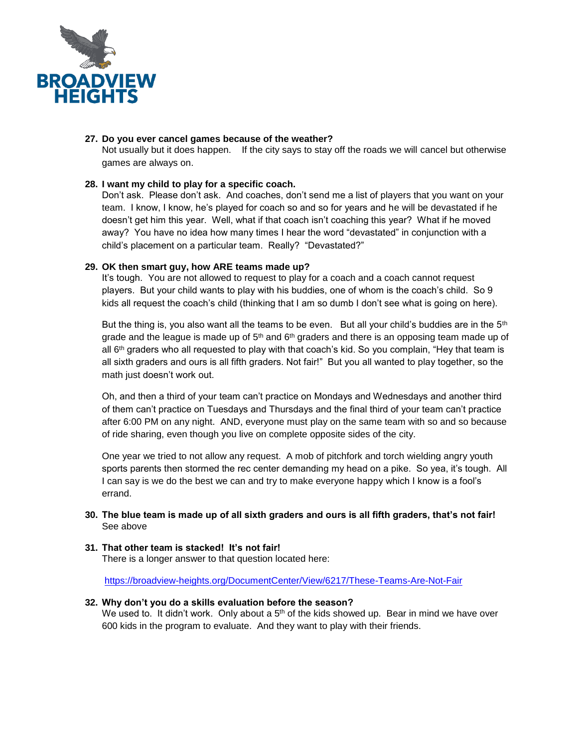27. **Do you ever cancel games because of the weather?**
    Not usually but it does happen. If the city says to stay off the roads we will cancel but otherwise games are always on.

28. **I want my child to play for a specific coach.**
    Don't ask. Please don't ask. And coaches, don't send me a list of players that you want on your team. I know, I know, he's played for coach so and so for years and he will be devastated if he doesn't get him this year. Well, what if that coach isn't coaching this year? What if he moved away? You have no idea how many times I hear the word "devastated" in conjunction with a child's placement on a particular team. Really? "Devastated?"

29. **OK then smart guy, how ARE teams made up?**
    It's tough. You are not allowed to request to play for a coach and a coach cannot request players. But your child wants to play with his buddies, one of whom is the coach's child. So 9 kids all request the coach's child (thinking that I am so dumb I don't see what is going on here).

    But the thing is, you also want all the teams to be even. But all your child's buddies are in the 5th grade and the league is made up of 5th and 6th graders and there is an opposing team made up of all 6th graders who all requested to play with that coach's kid. So you complain, "Hey that team is all sixth graders and ours is all fifth graders. Not fair!" But you all wanted to play together, so the math just doesn't work out.

    Oh, and then a third of your team can't practice on Mondays and Wednesdays and another third of them can't practice on Tuesdays and Thursdays and the final third of your team can't practice after 6:00 PM on any night. AND, everyone must play on the same team with so and so because of ride sharing, even though you live on complete opposite sides of the city.

    One year we tried to not allow any request. A mob of pitchfork and torch wielding angry youth sports parents then stormed the rec center demanding my head on a pike. So yea, it's tough. All I can say is we do the best we can and try to make everyone happy which I know is a fool's errand.

30. **The blue team is made up of all sixth graders and ours is all fifth graders, that's not fair!**
    See above

31. **That other team is stacked! It's not fair!**
    There is a longer answer to that question located here:

    https://broadview-heights.org/DocumentCenter/View/6217/These-Teams-Are-Not-Fair

32. **Why don't you do a skills evaluation before the season?**
    We used to. It didn't work. Only about a 5th of the kids showed up. Bear in mind we have over 600 kids in the program to evaluate. And they want to play with their friends.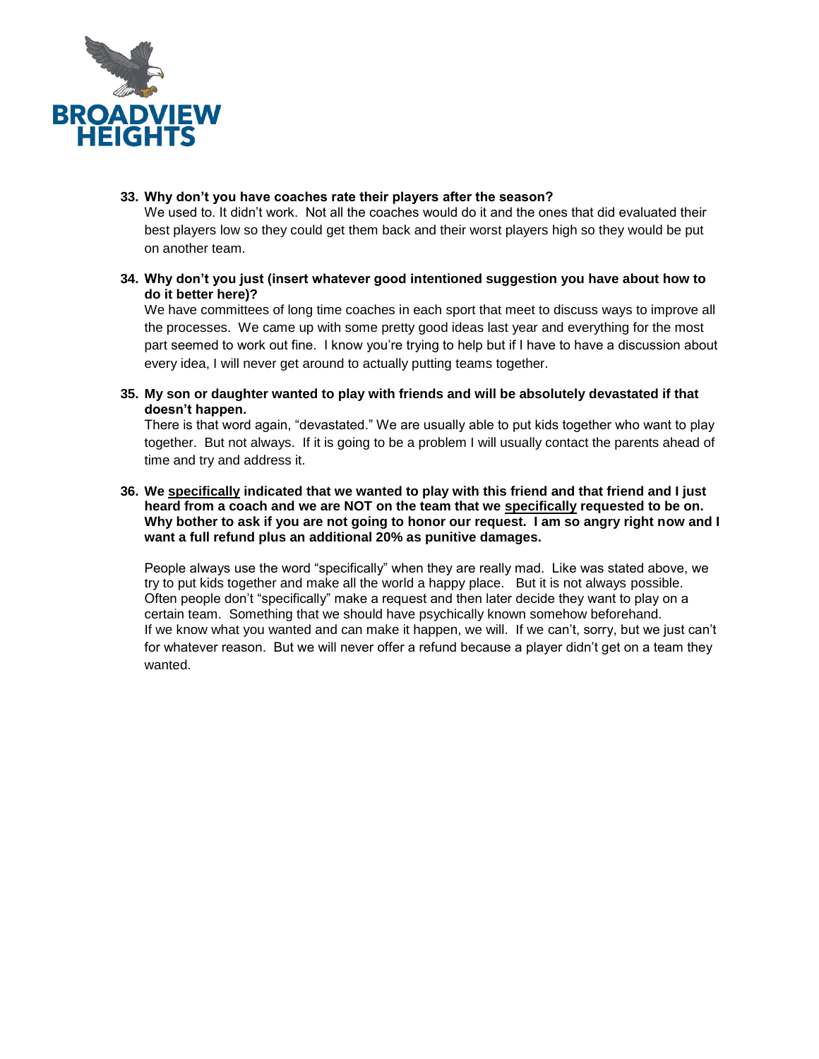**33. Why don't you have coaches rate their players after the season?**

We used to. It didn't work. Not all the coaches would do it and the ones that did evaluated their best players low so they could get them back and their worst players high so they would be put on another team.

**34. Why don't you just (insert whatever good intentioned suggestion you have about how to do it better here)?**

We have committees of long time coaches in each sport that meet to discuss ways to improve all the processes. We came up with some pretty good ideas last year and everything for the most part seemed to work out fine. I know you're trying to help but if I have to have a discussion about every idea, I will never get around to actually putting teams together.

**35. My son or daughter wanted to play with friends and will be absolutely devastated if that doesn't happen.**

There is that word again, "devastated." We are usually able to put kids together who want to play together. But not always. If it is going to be a problem I will usually contact the parents ahead of time and try and address it.

**36. We <u>specifically</u> indicated that we wanted to play with this friend and that friend and I just heard from a coach and we are NOT on the team that we <u>specifically</u> requested to be on. Why bother to ask if you are not going to honor our request. I am so angry right now and I want a full refund plus an additional 20% as punitive damages.**

People always use the word "specifically" when they are really mad. Like was stated above, we try to put kids together and make all the world a happy place. But it is not always possible. Often people don't "specifically" make a request and then later decide they want to play on a certain team. Something that we should have psychically known somehow beforehand.
If we know what you wanted and can make it happen, we will. If we can't, sorry, but we just can't for whatever reason. But we will never offer a refund because a player didn't get on a team they wanted.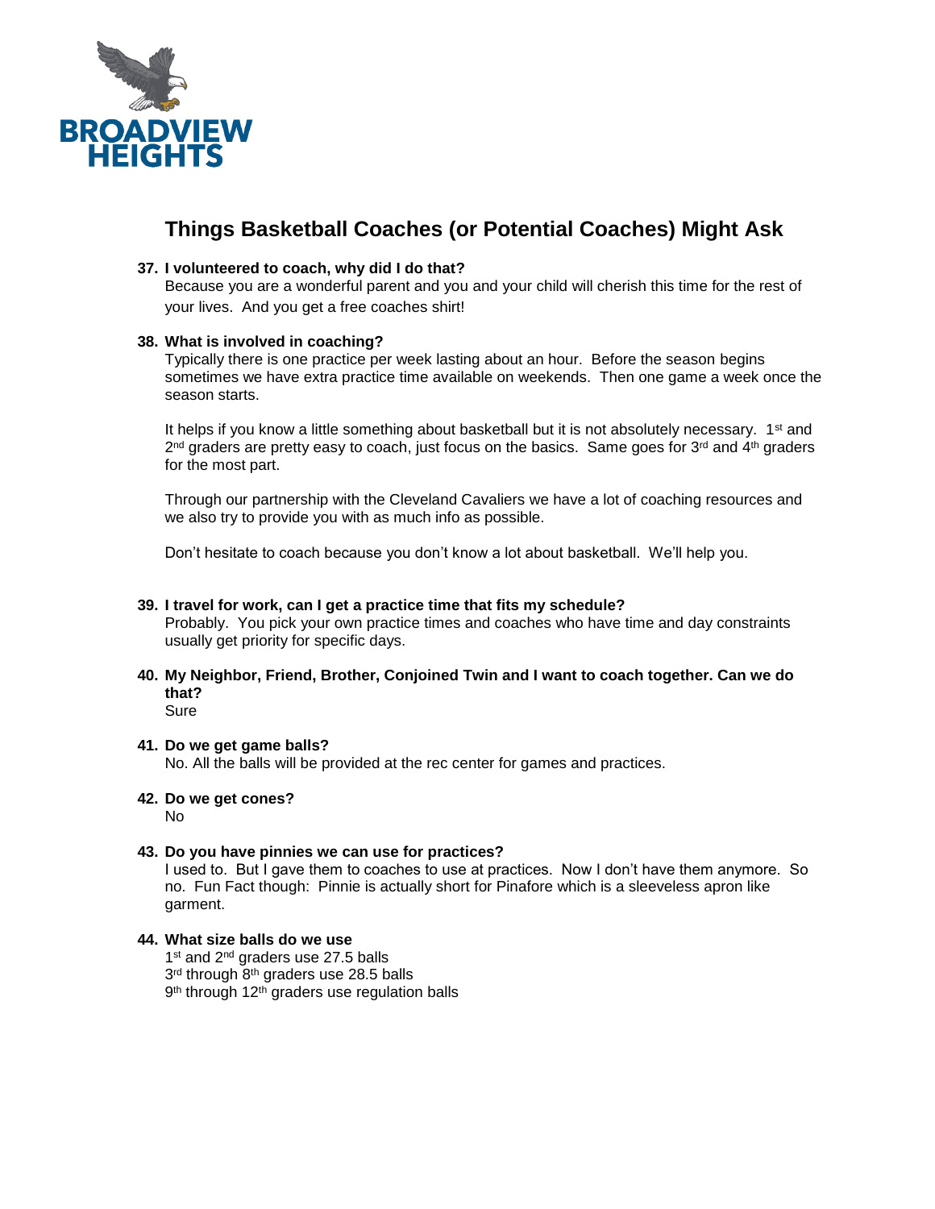BROADVIEW HEIGHTS

# Things Basketball Coaches (or Potential Coaches) Might Ask

**37. I volunteered to coach, why did I do that?**

Because you are a wonderful parent and you and your child will cherish this time for the rest of your lives. And you get a free coaches shirt!

**38. What is involved in coaching?**

Typically there is one practice per week lasting about an hour. Before the season begins sometimes we have extra practice time available on weekends. Then one game a week once the season starts.

It helps if you know a little something about basketball but it is not absolutely necessary. 1st and 2nd graders are pretty easy to coach, just focus on the basics. Same goes for 3rd and 4th graders for the most part.

Through our partnership with the Cleveland Cavaliers we have a lot of coaching resources and we also try to provide you with as much info as possible.

Don't hesitate to coach because you don't know a lot about basketball. We'll help you.

**39. I travel for work, can I get a practice time that fits my schedule?**

Probably. You pick your own practice times and coaches who have time and day constraints usually get priority for specific days.

**40. My Neighbor, Friend, Brother, Conjoined Twin and I want to coach together. Can we do that?**

Sure

**41. Do we get game balls?**

No. All the balls will be provided at the rec center for games and practices.

**42. Do we get cones?**

No

**43. Do you have pinnies we can use for practices?**

I used to. But I gave them to coaches to use at practices. Now I don't have them anymore. So no. Fun Fact though: Pinnie is actually short for Pinafore which is a sleeveless apron like garment.

**44. What size balls do we use**

1st and 2nd graders use 27.5 balls
3rd through 8th graders use 28.5 balls
9th through 12th graders use regulation balls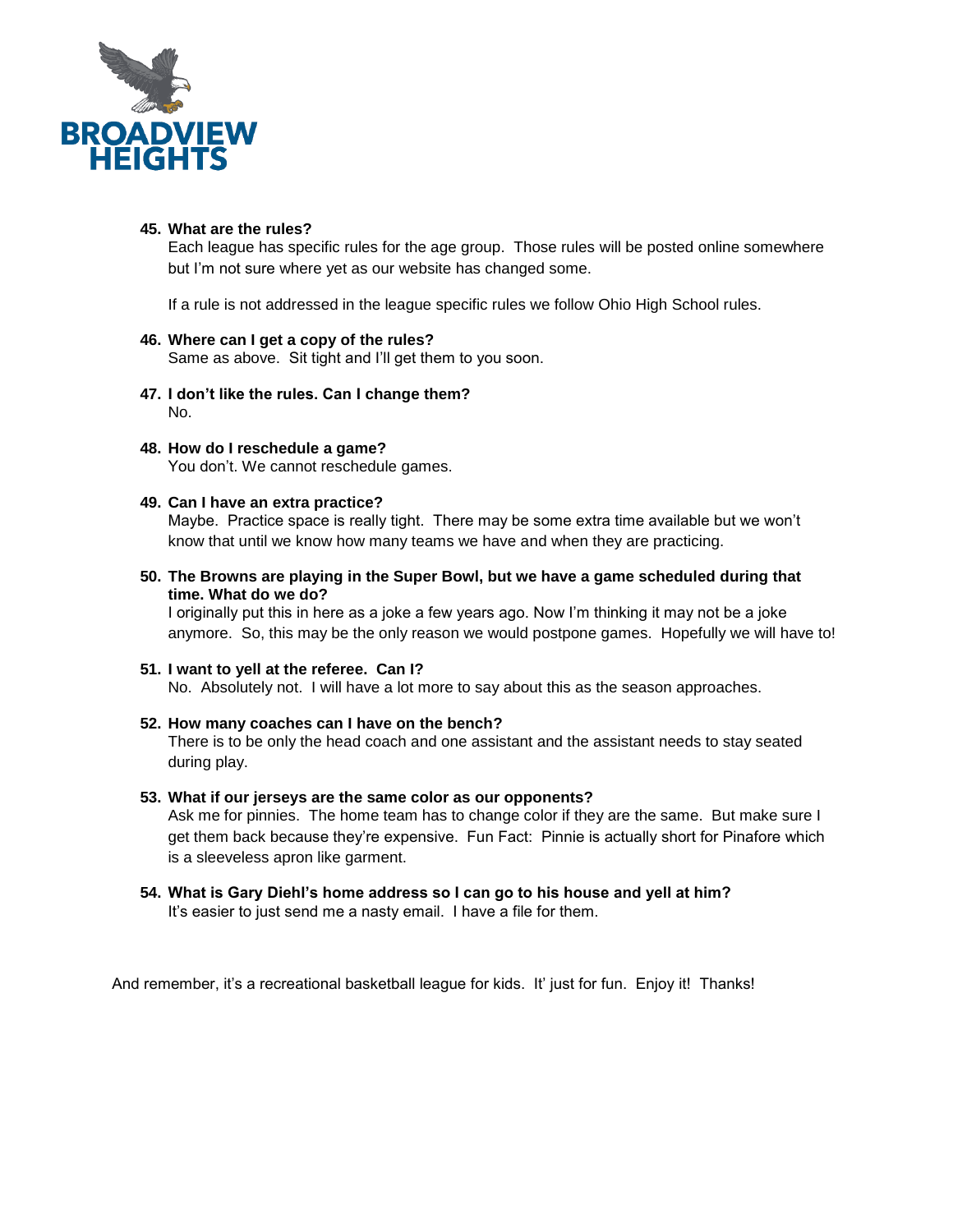**BROADVIEW HEIGHTS**

45. **What are the rules?**
    Each league has specific rules for the age group. Those rules will be posted online somewhere but I'm not sure where yet as our website has changed some.

    If a rule is not addressed in the league specific rules we follow Ohio High School rules.

46. **Where can I get a copy of the rules?**
    Same as above. Sit tight and I'll get them to you soon.

47. **I don't like the rules. Can I change them?**
    No.

48. **How do I reschedule a game?**
    You don't. We cannot reschedule games.

49. **Can I have an extra practice?**
    Maybe. Practice space is really tight. There may be some extra time available but we won't know that until we know how many teams we have and when they are practicing.

50. **The Browns are playing in the Super Bowl, but we have a game scheduled during that time. What do we do?**
    I originally put this in here as a joke a few years ago. Now I'm thinking it may not be a joke anymore. So, this may be the only reason we would postpone games. Hopefully we will have to!

51. **I want to yell at the referee. Can I?**
    No. Absolutely not. I will have a lot more to say about this as the season approaches.

52. **How many coaches can I have on the bench?**
    There is to be only the head coach and one assistant and the assistant needs to stay seated during play.

53. **What if our jerseys are the same color as our opponents?**
    Ask me for pinnies. The home team has to change color if they are the same. But make sure I get them back because they're expensive. Fun Fact: Pinnie is actually short for Pinafore which is a sleeveless apron like garment.

54. **What is Gary Diehl's home address so I can go to his house and yell at him?**
    It's easier to just send me a nasty email. I have a file for them.

And remember, it's a recreational basketball league for kids. It' just for fun. Enjoy it! Thanks!